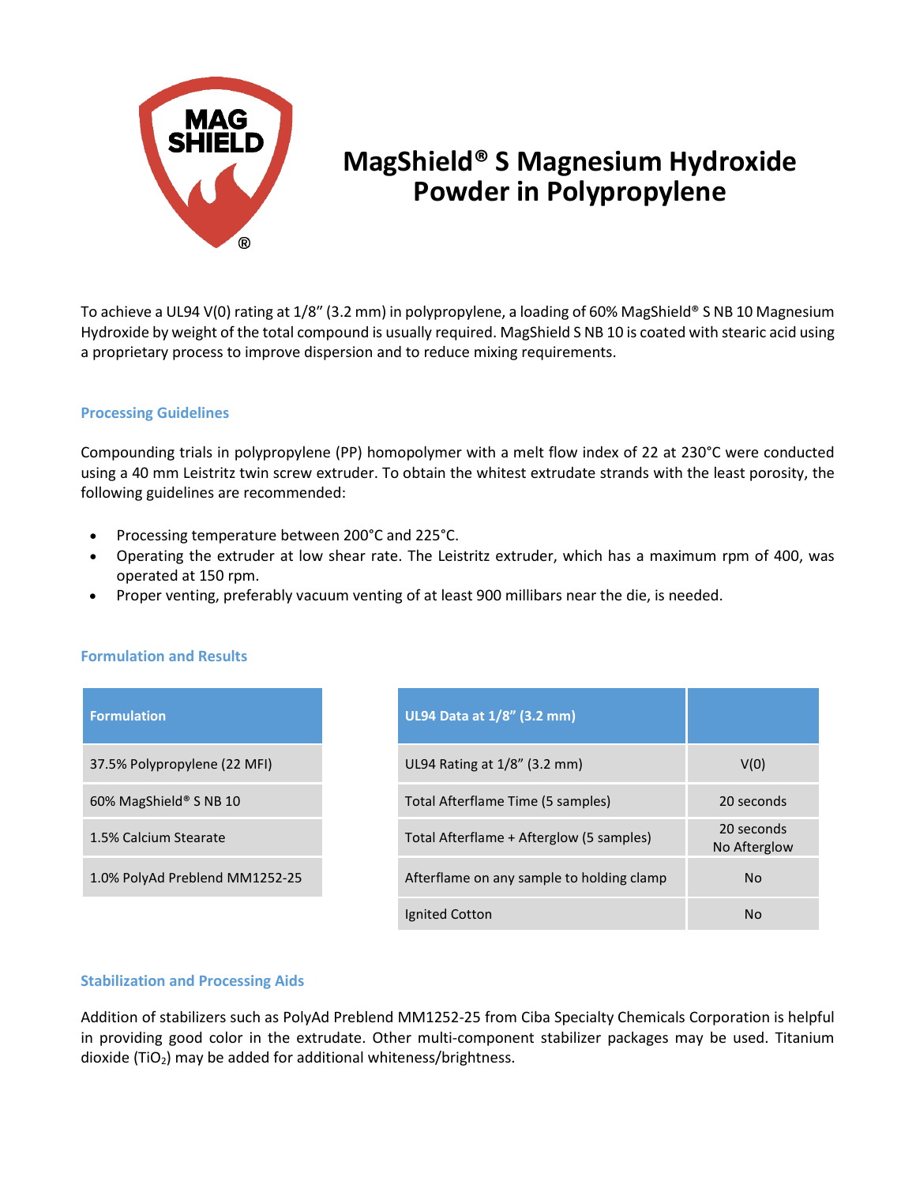# MagShield® S Magnesium Hydroxide Powder in Polypropylene

To achieve a UL94 V(0) rating at 1/8" (3.2 mm) in polypropylene, a loading of 60% MagShield® S NB 10 Magnesium Hydroxide by weight of the total compound is usually required. MagShield S NB 10 is coated with stearic acid using a proprietary process to improve dispersion and to reduce mixing requirements.

## Processing Guidelines

Compounding trials in polypropylene (PP) homopolymer with a melt flow index of 22 at 230°C were conducted using a 40 mm Leistritz twin screw extruder. To obtain the whitest extrudate strands with the least porosity, the following guidelines are recommended:

- Processing temperature between 200°C and 225°C.
- Operating the extruder at low shear rate. The Leistritz extruder, which has a maximum rpm of 400, was operated at 150 rpm.
- Proper venting, preferably vacuum venting of at least 900 millibars near the die, is needed.

## Formulation and Results

| Formulation |
|---|
| 37.5% Polypropylene (22 MFI) |
| 60% MagShield® S NB 10 |
| 1.5% Calcium Stearate |
| 1.0% PolyAd Preblend MM1252-25 |

| UL94 Data at 1/8" (3.2 mm) | |
|---|---|
| UL94 Rating at 1/8" (3.2 mm) | V(0) |
| Total Afterflame Time (5 samples) | 20 seconds |
| Total Afterflame + Afterglow (5 samples) | 20 seconds No Afterglow |
| Afterflame on any sample to holding clamp | No |
| Ignited Cotton | No |

## Stabilization and Processing Aids

Addition of stabilizers such as PolyAd Preblend MM1252-25 from Ciba Specialty Chemicals Corporation is helpful in providing good color in the extrudate. Other multi-component stabilizer packages may be used. Titanium dioxide ($TiO_2$) may be added for additional whiteness/brightness.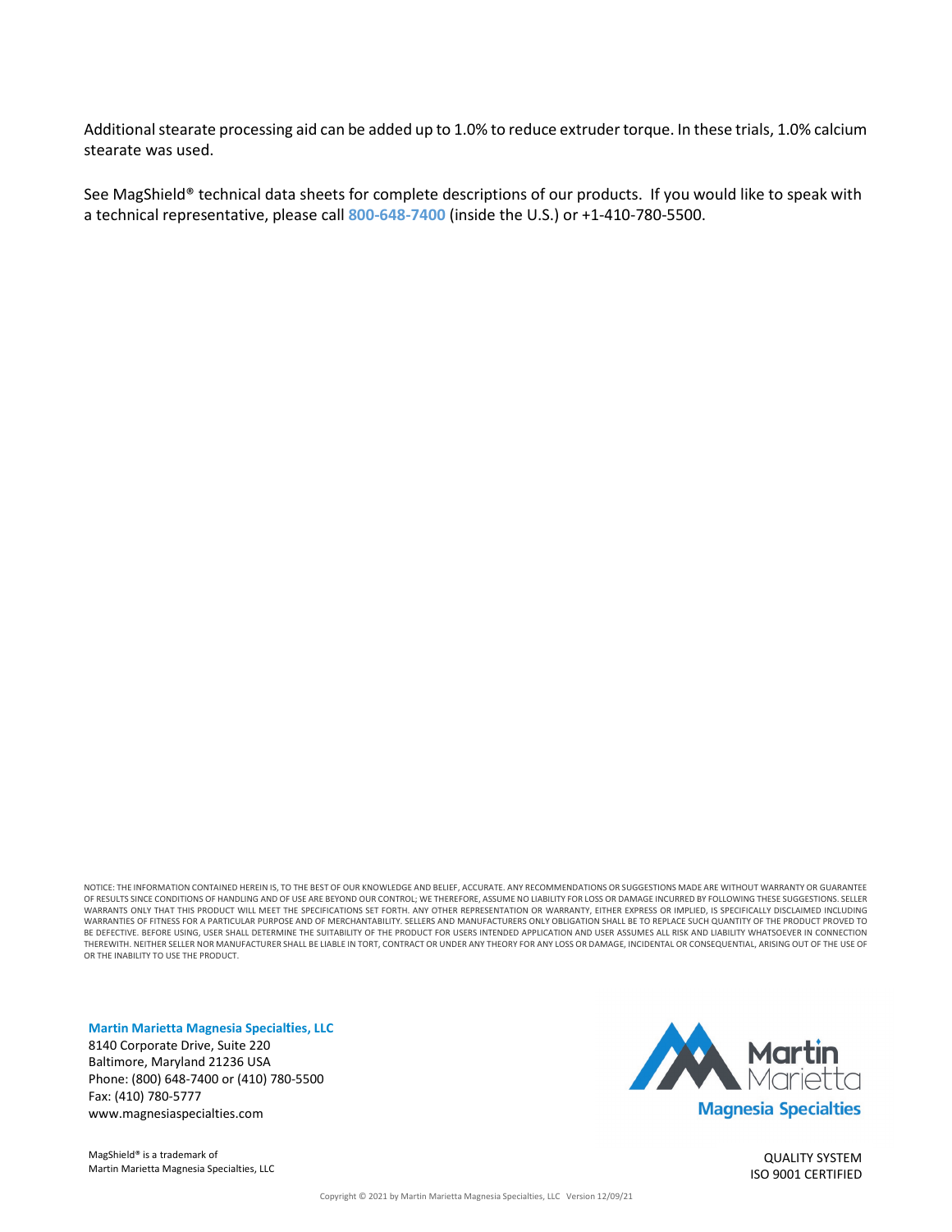Additional stearate processing aid can be added up to 1.0% to reduce extruder torque. In these trials, 1.0% calcium stearate was used.

See MagShield® technical data sheets for complete descriptions of our products. If you would like to speak with a technical representative, please call **800-648-7400** (inside the U.S.) or +1-410-780-5500.

NOTICE: THE INFORMATION CONTAINED HEREIN IS, TO THE BEST OF OUR KNOWLEDGE AND BELIEF, ACCURATE. ANY RECOMMENDATIONS OR SUGGESTIONS MADE ARE WITHOUT WARRANTY OR GUARANTEE OF RESULTS SINCE CONDITIONS OF HANDLING AND OF USE ARE BEYOND OUR CONTROL; WE THEREFORE, ASSUME NO LIABILITY FOR LOSS OR DAMAGE INCURRED BY FOLLOWING THESE SUGGESTIONS. SELLER WARRANTS ONLY THAT THIS PRODUCT WILL MEET THE SPECIFICATIONS SET FORTH. ANY OTHER REPRESENTATION OR WARRANTY, EITHER EXPRESS OR IMPLIED, IS SPECIFICALLY DISCLAIMED INCLUDING WARRANTIES OF FITNESS FOR A PARTICULAR PURPOSE AND OF MERCHANTABILITY. SELLERS AND MANUFACTURERS ONLY OBLIGATION SHALL BE TO REPLACE SUCH QUANTITY OF THE PRODUCT PROVED TO BE DEFECTIVE. BEFORE USING, USER SHALL DETERMINE THE SUITABILITY OF THE PRODUCT FOR USERS INTENDED APPLICATION AND USER ASSUMES ALL RISK AND LIABILITY WHATSOEVER IN CONNECTION THEREWITH. NEITHER SELLER NOR MANUFACTURER SHALL BE LIABLE IN TORT, CONTRACT OR UNDER ANY THEORY FOR ANY LOSS OR DAMAGE, INCIDENTAL OR CONSEQUENTIAL, ARISING OUT OF THE USE OF OR THE INABILITY TO USE THE PRODUCT.

**Martin Marietta Magnesia Specialties, LLC**
8140 Corporate Drive, Suite 220
Baltimore, Maryland 21236 USA
Phone: (800) 648-7400 or (410) 780-5500
Fax: (410) 780-5777
www.magnesiaspecialties.com

Martin Marietta
Magnesia Specialties

MagShield® is a trademark of
Martin Marietta Magnesia Specialties, LLC

QUALITY SYSTEM
ISO 9001 CERTIFIED

Copyright © 2021 by Martin Marietta Magnesia Specialties, LLC Version 12/09/21